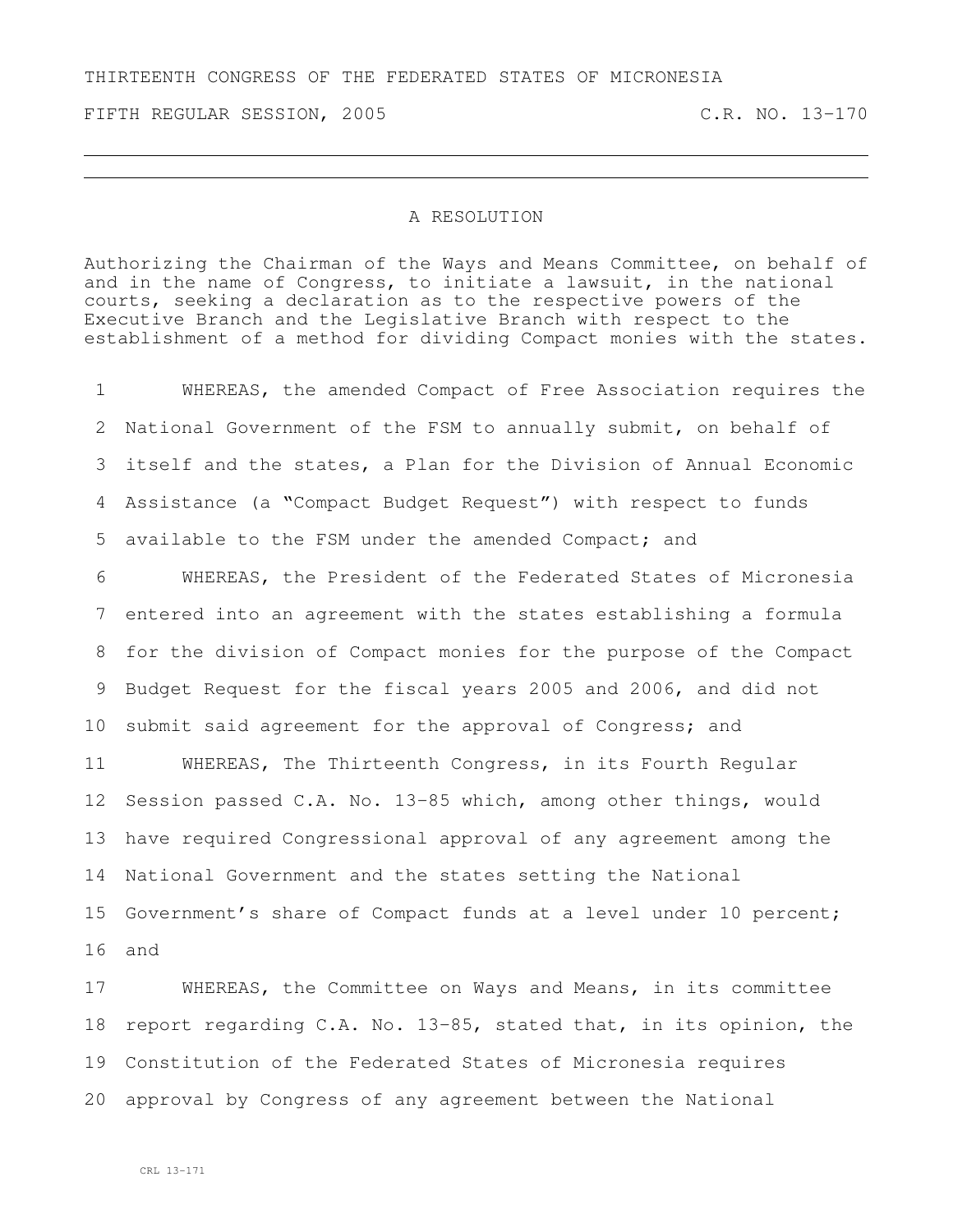THIRTEENTH CONGRESS OF THE FEDERATED STATES OF MICRONESIA

FIFTH REGULAR SESSION, 2005 C.R. NO. 13-170

# A RESOLUTION

Authorizing the Chairman of the Ways and Means Committee, on behalf of and in the name of Congress, to initiate a lawsuit, in the national courts, seeking a declaration as to the respective powers of the Executive Branch and the Legislative Branch with respect to the establishment of a method for dividing Compact monies with the states.

1 WHEREAS, the amended Compact of Free Association requires the
2 National Government of the FSM to annually submit, on behalf of
3 itself and the states, a Plan for the Division of Annual Economic
4 Assistance (a "Compact Budget Request") with respect to funds
5 available to the FSM under the amended Compact; and

6 WHEREAS, the President of the Federated States of Micronesia
7 entered into an agreement with the states establishing a formula
8 for the division of Compact monies for the purpose of the Compact
9 Budget Request for the fiscal years 2005 and 2006, and did not
10 submit said agreement for the approval of Congress; and

11 WHEREAS, The Thirteenth Congress, in its Fourth Regular
12 Session passed C.A. No. 13-85 which, among other things, would
13 have required Congressional approval of any agreement among the
14 National Government and the states setting the National
15 Government's share of Compact funds at a level under 10 percent;
16 and

17 WHEREAS, the Committee on Ways and Means, in its committee
18 report regarding C.A. No. 13-85, stated that, in its opinion, the
19 Constitution of the Federated States of Micronesia requires
20 approval by Congress of any agreement between the National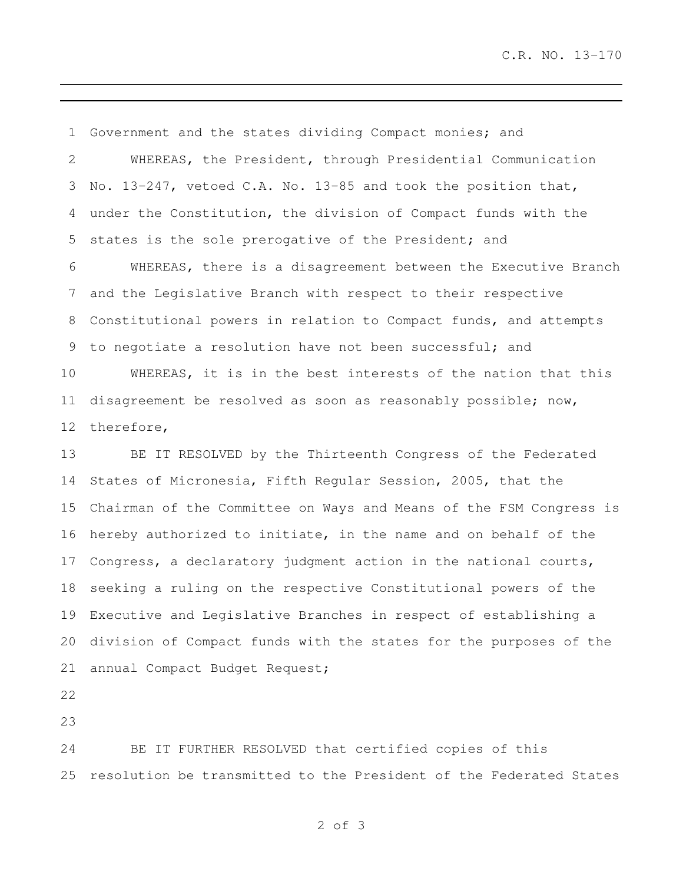Government and the states dividing Compact monies; and

WHEREAS, the President, through Presidential Communication No. 13-247, vetoed C.A. No. 13-85 and took the position that, under the Constitution, the division of Compact funds with the states is the sole prerogative of the President; and

WHEREAS, there is a disagreement between the Executive Branch and the Legislative Branch with respect to their respective Constitutional powers in relation to Compact funds, and attempts to negotiate a resolution have not been successful; and

WHEREAS, it is in the best interests of the nation that this disagreement be resolved as soon as reasonably possible; now, therefore,

BE IT RESOLVED by the Thirteenth Congress of the Federated States of Micronesia, Fifth Regular Session, 2005, that the Chairman of the Committee on Ways and Means of the FSM Congress is hereby authorized to initiate, in the name and on behalf of the Congress, a declaratory judgment action in the national courts, seeking a ruling on the respective Constitutional powers of the Executive and Legislative Branches in respect of establishing a division of Compact funds with the states for the purposes of the annual Compact Budget Request;

BE IT FURTHER RESOLVED that certified copies of this resolution be transmitted to the President of the Federated States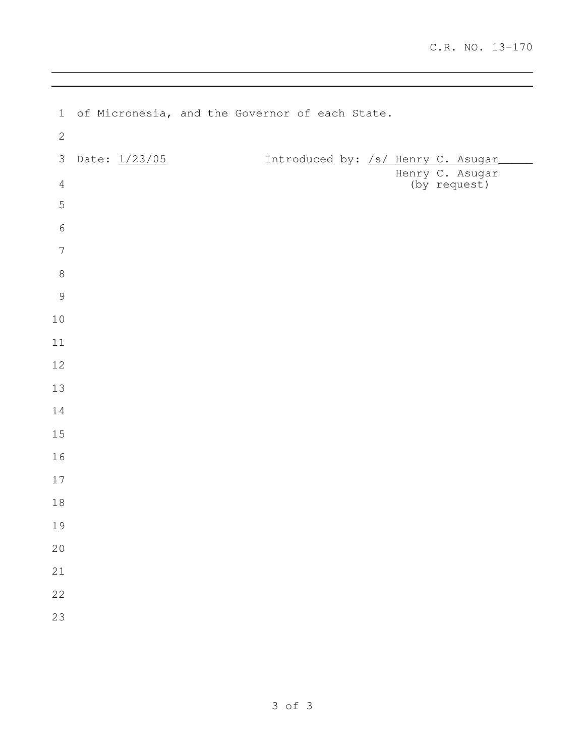of Micronesia, and the Governor of each State.

Date: 1/23/05 Introduced by: /s/ Henry C. Asugar

Henry C. Asugar
(by request)